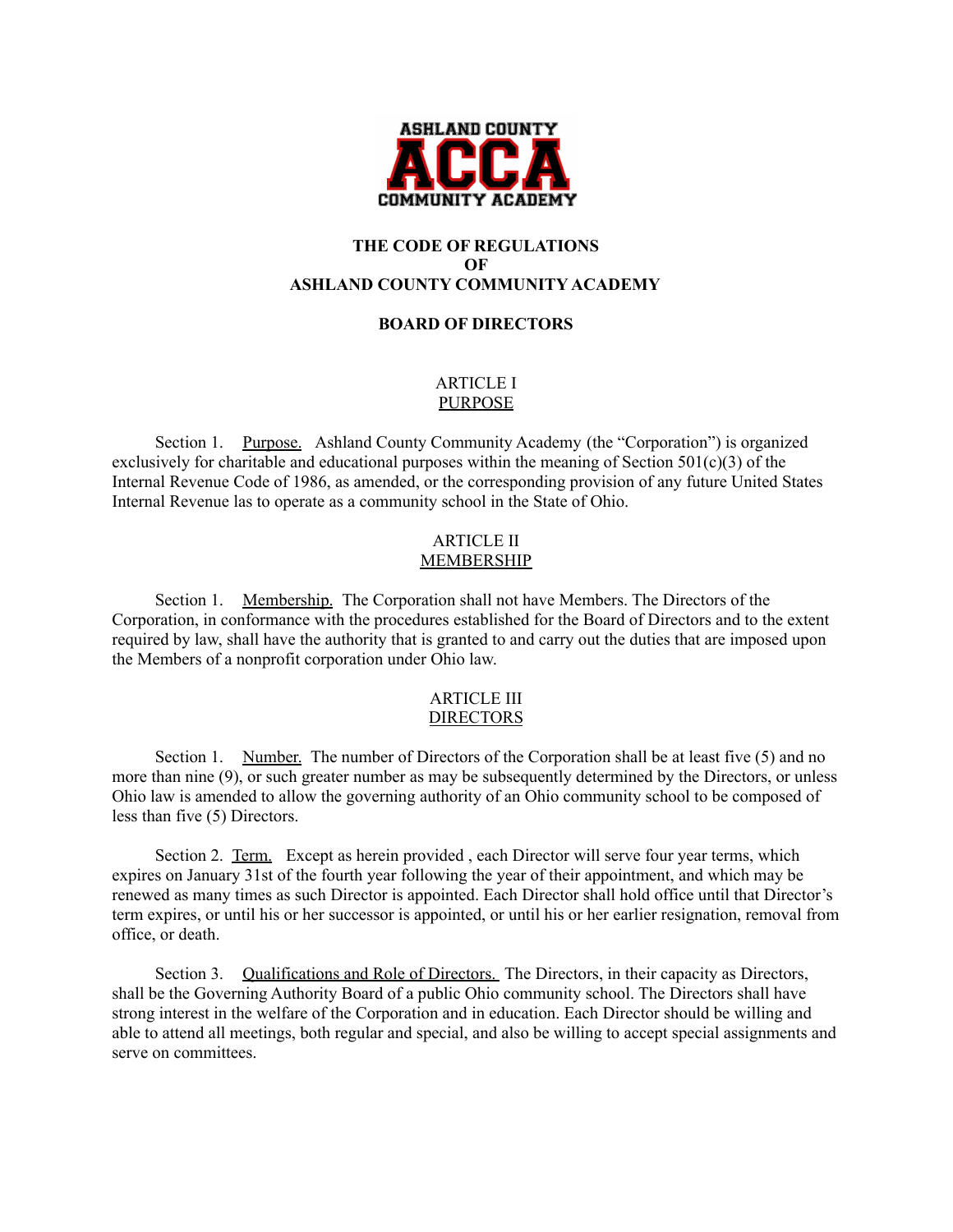# THE CODE OF REGULATIONS
# OF
# ASHLAND COUNTY COMMUNITY ACADEMY

## BOARD OF DIRECTORS

### ARTICLE I
### PURPOSE

Section 1. Purpose. Ashland County Community Academy (the "Corporation") is organized exclusively for charitable and educational purposes within the meaning of Section 501(c)(3) of the Internal Revenue Code of 1986, as amended, or the corresponding provision of any future United States Internal Revenue las to operate as a community school in the State of Ohio.

### ARTICLE II
### MEMBERSHIP

Section 1. Membership. The Corporation shall not have Members. The Directors of the Corporation, in conformance with the procedures established for the Board of Directors and to the extent required by law, shall have the authority that is granted to and carry out the duties that are imposed upon the Members of a nonprofit corporation under Ohio law.

### ARTICLE III
### DIRECTORS

Section 1. Number. The number of Directors of the Corporation shall be at least five (5) and no more than nine (9), or such greater number as may be subsequently determined by the Directors, or unless Ohio law is amended to allow the governing authority of an Ohio community school to be composed of less than five (5) Directors.

Section 2. Term. Except as herein provided , each Director will serve four year terms, which expires on January 31st of the fourth year following the year of their appointment, and which may be renewed as many times as such Director is appointed. Each Director shall hold office until that Director's term expires, or until his or her successor is appointed, or until his or her earlier resignation, removal from office, or death.

Section 3. Qualifications and Role of Directors. The Directors, in their capacity as Directors, shall be the Governing Authority Board of a public Ohio community school. The Directors shall have strong interest in the welfare of the Corporation and in education. Each Director should be willing and able to attend all meetings, both regular and special, and also be willing to accept special assignments and serve on committees.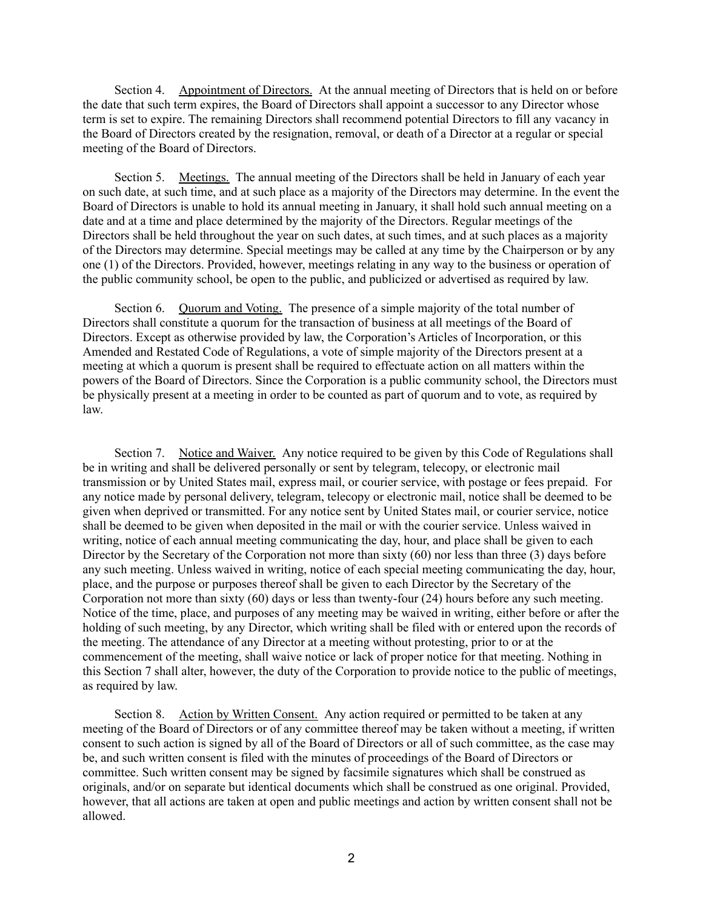Section 4. Appointment of Directors. At the annual meeting of Directors that is held on or before the date that such term expires, the Board of Directors shall appoint a successor to any Director whose term is set to expire. The remaining Directors shall recommend potential Directors to fill any vacancy in the Board of Directors created by the resignation, removal, or death of a Director at a regular or special meeting of the Board of Directors.

Section 5. Meetings. The annual meeting of the Directors shall be held in January of each year on such date, at such time, and at such place as a majority of the Directors may determine. In the event the Board of Directors is unable to hold its annual meeting in January, it shall hold such annual meeting on a date and at a time and place determined by the majority of the Directors. Regular meetings of the Directors shall be held throughout the year on such dates, at such times, and at such places as a majority of the Directors may determine. Special meetings may be called at any time by the Chairperson or by any one (1) of the Directors. Provided, however, meetings relating in any way to the business or operation of the public community school, be open to the public, and publicized or advertised as required by law.

Section 6. Quorum and Voting. The presence of a simple majority of the total number of Directors shall constitute a quorum for the transaction of business at all meetings of the Board of Directors. Except as otherwise provided by law, the Corporation's Articles of Incorporation, or this Amended and Restated Code of Regulations, a vote of simple majority of the Directors present at a meeting at which a quorum is present shall be required to effectuate action on all matters within the powers of the Board of Directors. Since the Corporation is a public community school, the Directors must be physically present at a meeting in order to be counted as part of quorum and to vote, as required by law.

Section 7. Notice and Waiver. Any notice required to be given by this Code of Regulations shall be in writing and shall be delivered personally or sent by telegram, telecopy, or electronic mail transmission or by United States mail, express mail, or courier service, with postage or fees prepaid. For any notice made by personal delivery, telegram, telecopy or electronic mail, notice shall be deemed to be given when deprived or transmitted. For any notice sent by United States mail, or courier service, notice shall be deemed to be given when deposited in the mail or with the courier service. Unless waived in writing, notice of each annual meeting communicating the day, hour, and place shall be given to each Director by the Secretary of the Corporation not more than sixty (60) nor less than three (3) days before any such meeting. Unless waived in writing, notice of each special meeting communicating the day, hour, place, and the purpose or purposes thereof shall be given to each Director by the Secretary of the Corporation not more than sixty (60) days or less than twenty-four (24) hours before any such meeting. Notice of the time, place, and purposes of any meeting may be waived in writing, either before or after the holding of such meeting, by any Director, which writing shall be filed with or entered upon the records of the meeting. The attendance of any Director at a meeting without protesting, prior to or at the commencement of the meeting, shall waive notice or lack of proper notice for that meeting. Nothing in this Section 7 shall alter, however, the duty of the Corporation to provide notice to the public of meetings, as required by law.

Section 8. Action by Written Consent. Any action required or permitted to be taken at any meeting of the Board of Directors or of any committee thereof may be taken without a meeting, if written consent to such action is signed by all of the Board of Directors or all of such committee, as the case may be, and such written consent is filed with the minutes of proceedings of the Board of Directors or committee. Such written consent may be signed by facsimile signatures which shall be construed as originals, and/or on separate but identical documents which shall be construed as one original. Provided, however, that all actions are taken at open and public meetings and action by written consent shall not be allowed.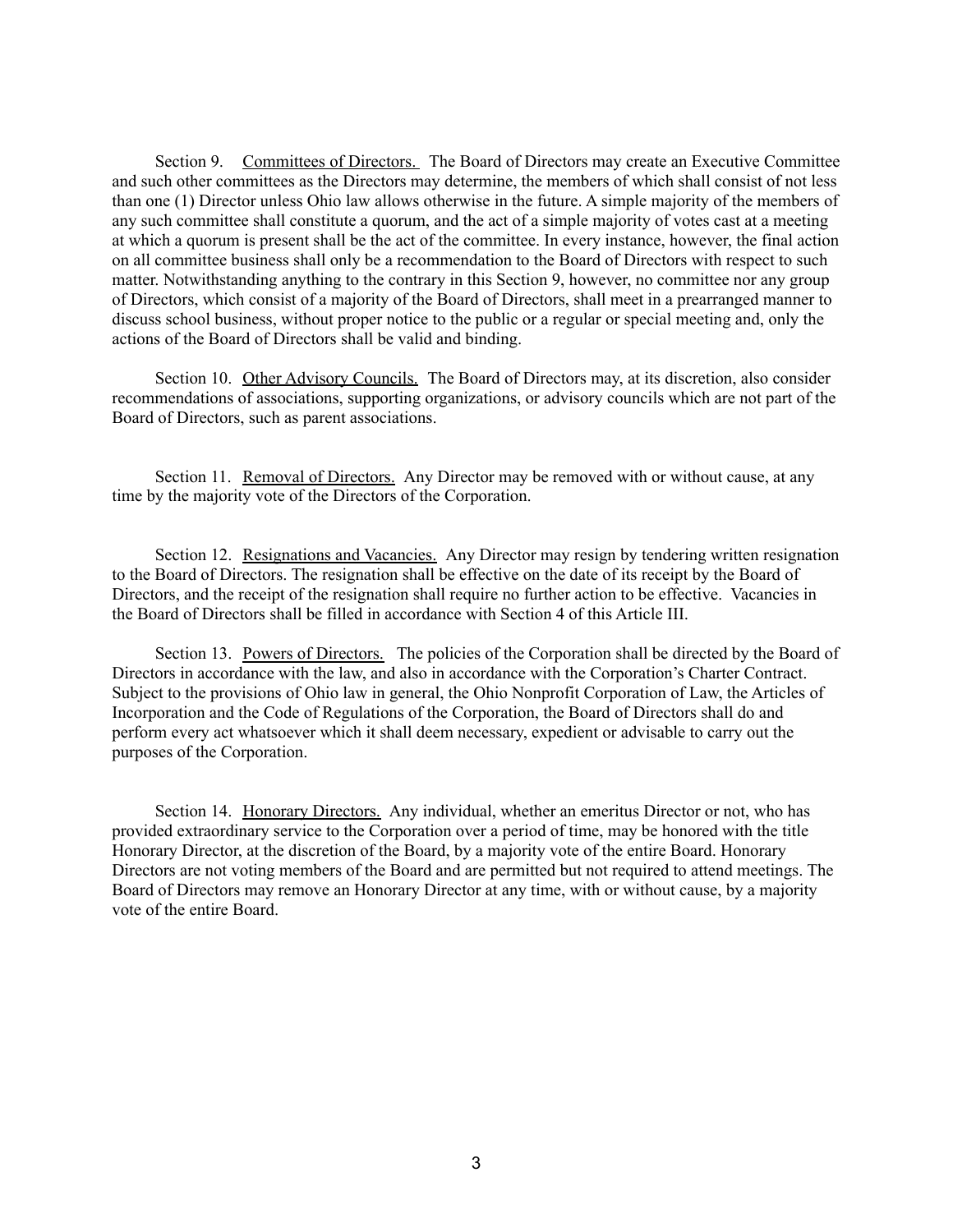Section 9. Committees of Directors. The Board of Directors may create an Executive Committee and such other committees as the Directors may determine, the members of which shall consist of not less than one (1) Director unless Ohio law allows otherwise in the future. A simple majority of the members of any such committee shall constitute a quorum, and the act of a simple majority of votes cast at a meeting at which a quorum is present shall be the act of the committee. In every instance, however, the final action on all committee business shall only be a recommendation to the Board of Directors with respect to such matter. Notwithstanding anything to the contrary in this Section 9, however, no committee nor any group of Directors, which consist of a majority of the Board of Directors, shall meet in a prearranged manner to discuss school business, without proper notice to the public or a regular or special meeting and, only the actions of the Board of Directors shall be valid and binding.

Section 10. Other Advisory Councils. The Board of Directors may, at its discretion, also consider recommendations of associations, supporting organizations, or advisory councils which are not part of the Board of Directors, such as parent associations.

Section 11. Removal of Directors. Any Director may be removed with or without cause, at any time by the majority vote of the Directors of the Corporation.

Section 12. Resignations and Vacancies. Any Director may resign by tendering written resignation to the Board of Directors. The resignation shall be effective on the date of its receipt by the Board of Directors, and the receipt of the resignation shall require no further action to be effective. Vacancies in the Board of Directors shall be filled in accordance with Section 4 of this Article III.

Section 13. Powers of Directors. The policies of the Corporation shall be directed by the Board of Directors in accordance with the law, and also in accordance with the Corporation's Charter Contract. Subject to the provisions of Ohio law in general, the Ohio Nonprofit Corporation of Law, the Articles of Incorporation and the Code of Regulations of the Corporation, the Board of Directors shall do and perform every act whatsoever which it shall deem necessary, expedient or advisable to carry out the purposes of the Corporation.

Section 14. Honorary Directors. Any individual, whether an emeritus Director or not, who has provided extraordinary service to the Corporation over a period of time, may be honored with the title Honorary Director, at the discretion of the Board, by a majority vote of the entire Board. Honorary Directors are not voting members of the Board and are permitted but not required to attend meetings. The Board of Directors may remove an Honorary Director at any time, with or without cause, by a majority vote of the entire Board.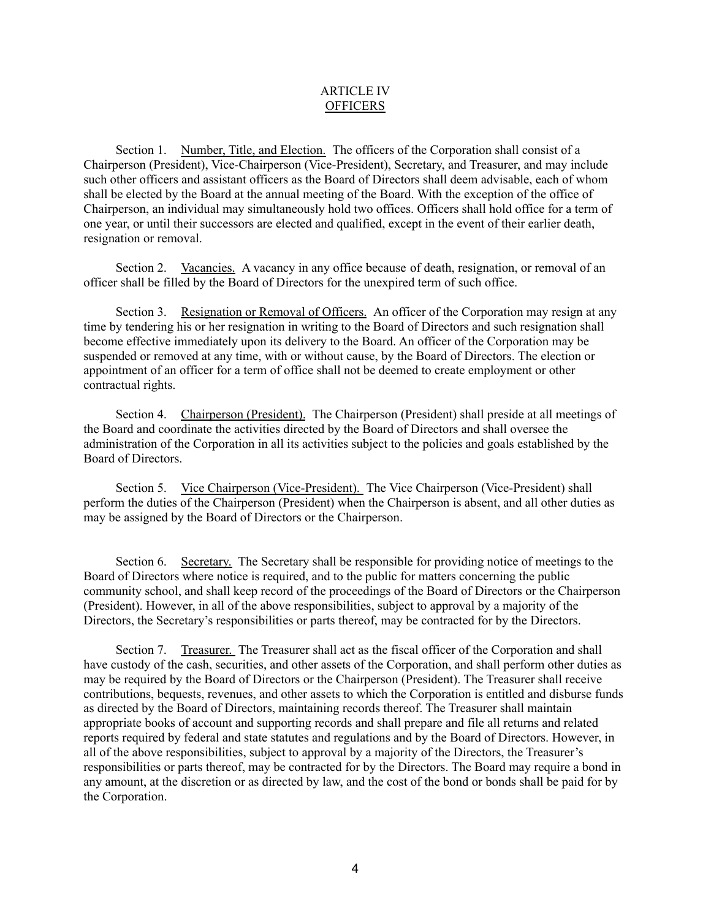# ARTICLE IV
## OFFICERS

Section 1. Number, Title, and Election. The officers of the Corporation shall consist of a Chairperson (President), Vice-Chairperson (Vice-President), Secretary, and Treasurer, and may include such other officers and assistant officers as the Board of Directors shall deem advisable, each of whom shall be elected by the Board at the annual meeting of the Board. With the exception of the office of Chairperson, an individual may simultaneously hold two offices. Officers shall hold office for a term of one year, or until their successors are elected and qualified, except in the event of their earlier death, resignation or removal.

Section 2. Vacancies. A vacancy in any office because of death, resignation, or removal of an officer shall be filled by the Board of Directors for the unexpired term of such office.

Section 3. Resignation or Removal of Officers. An officer of the Corporation may resign at any time by tendering his or her resignation in writing to the Board of Directors and such resignation shall become effective immediately upon its delivery to the Board. An officer of the Corporation may be suspended or removed at any time, with or without cause, by the Board of Directors. The election or appointment of an officer for a term of office shall not be deemed to create employment or other contractual rights.

Section 4. Chairperson (President). The Chairperson (President) shall preside at all meetings of the Board and coordinate the activities directed by the Board of Directors and shall oversee the administration of the Corporation in all its activities subject to the policies and goals established by the Board of Directors.

Section 5. Vice Chairperson (Vice-President). The Vice Chairperson (Vice-President) shall perform the duties of the Chairperson (President) when the Chairperson is absent, and all other duties as may be assigned by the Board of Directors or the Chairperson.

Section 6. Secretary. The Secretary shall be responsible for providing notice of meetings to the Board of Directors where notice is required, and to the public for matters concerning the public community school, and shall keep record of the proceedings of the Board of Directors or the Chairperson (President). However, in all of the above responsibilities, subject to approval by a majority of the Directors, the Secretary's responsibilities or parts thereof, may be contracted for by the Directors.

Section 7. Treasurer. The Treasurer shall act as the fiscal officer of the Corporation and shall have custody of the cash, securities, and other assets of the Corporation, and shall perform other duties as may be required by the Board of Directors or the Chairperson (President). The Treasurer shall receive contributions, bequests, revenues, and other assets to which the Corporation is entitled and disburse funds as directed by the Board of Directors, maintaining records thereof. The Treasurer shall maintain appropriate books of account and supporting records and shall prepare and file all returns and related reports required by federal and state statutes and regulations and by the Board of Directors. However, in all of the above responsibilities, subject to approval by a majority of the Directors, the Treasurer's responsibilities or parts thereof, may be contracted for by the Directors. The Board may require a bond in any amount, at the discretion or as directed by law, and the cost of the bond or bonds shall be paid for by the Corporation.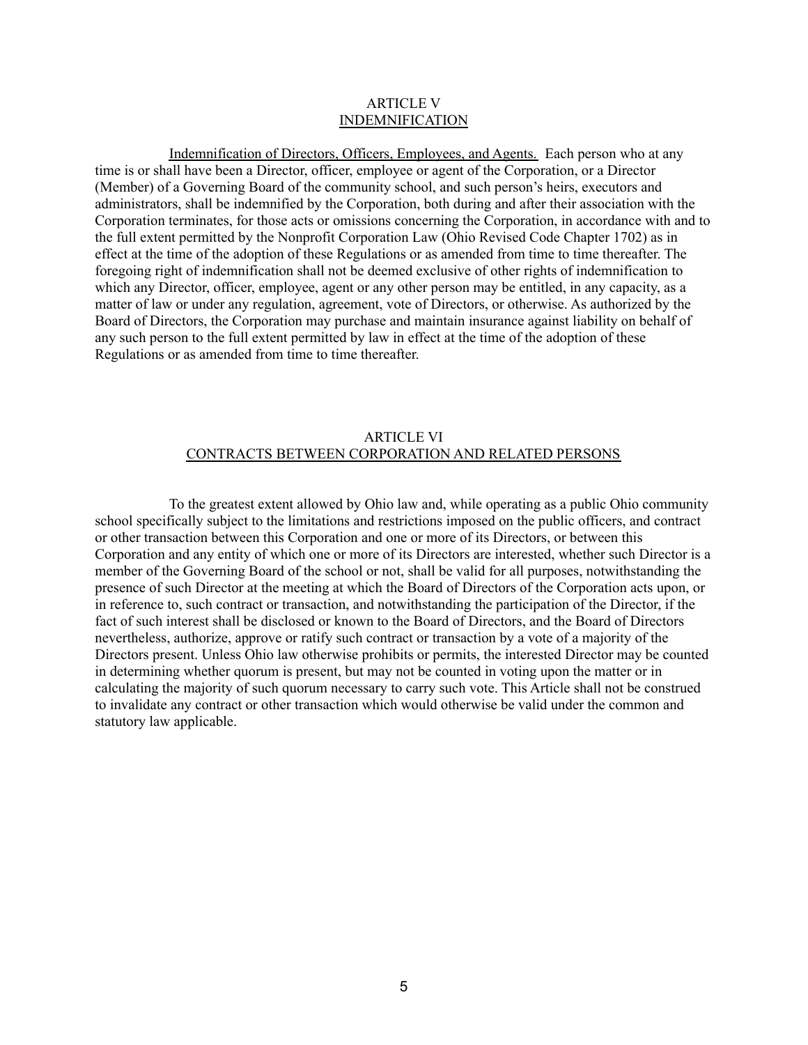## ARTICLE V
## INDEMNIFICATION

Indemnification of Directors, Officers, Employees, and Agents. Each person who at any time is or shall have been a Director, officer, employee or agent of the Corporation, or a Director (Member) of a Governing Board of the community school, and such person's heirs, executors and administrators, shall be indemnified by the Corporation, both during and after their association with the Corporation terminates, for those acts or omissions concerning the Corporation, in accordance with and to the full extent permitted by the Nonprofit Corporation Law (Ohio Revised Code Chapter 1702) as in effect at the time of the adoption of these Regulations or as amended from time to time thereafter. The foregoing right of indemnification shall not be deemed exclusive of other rights of indemnification to which any Director, officer, employee, agent or any other person may be entitled, in any capacity, as a matter of law or under any regulation, agreement, vote of Directors, or otherwise. As authorized by the Board of Directors, the Corporation may purchase and maintain insurance against liability on behalf of any such person to the full extent permitted by law in effect at the time of the adoption of these Regulations or as amended from time to time thereafter.

## ARTICLE VI
## CONTRACTS BETWEEN CORPORATION AND RELATED PERSONS

To the greatest extent allowed by Ohio law and, while operating as a public Ohio community school specifically subject to the limitations and restrictions imposed on the public officers, and contract or other transaction between this Corporation and one or more of its Directors, or between this Corporation and any entity of which one or more of its Directors are interested, whether such Director is a member of the Governing Board of the school or not, shall be valid for all purposes, notwithstanding the presence of such Director at the meeting at which the Board of Directors of the Corporation acts upon, or in reference to, such contract or transaction, and notwithstanding the participation of the Director, if the fact of such interest shall be disclosed or known to the Board of Directors, and the Board of Directors nevertheless, authorize, approve or ratify such contract or transaction by a vote of a majority of the Directors present. Unless Ohio law otherwise prohibits or permits, the interested Director may be counted in determining whether quorum is present, but may not be counted in voting upon the matter or in calculating the majority of such quorum necessary to carry such vote. This Article shall not be construed to invalidate any contract or other transaction which would otherwise be valid under the common and statutory law applicable.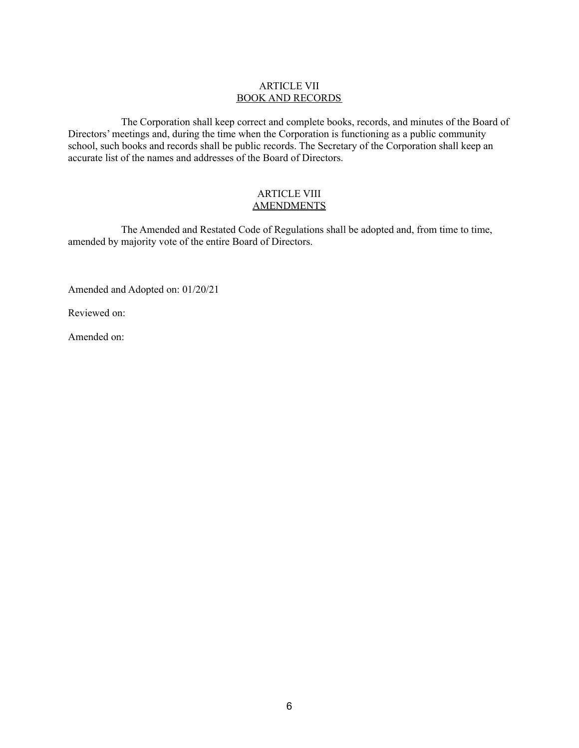## ARTICLE VII
## BOOK AND RECORDS

The Corporation shall keep correct and complete books, records, and minutes of the Board of Directors' meetings and, during the time when the Corporation is functioning as a public community school, such books and records shall be public records. The Secretary of the Corporation shall keep an accurate list of the names and addresses of the Board of Directors.

## ARTICLE VIII
## AMENDMENTS

The Amended and Restated Code of Regulations shall be adopted and, from time to time, amended by majority vote of the entire Board of Directors.

Amended and Adopted on: 01/20/21

Reviewed on:

Amended on: